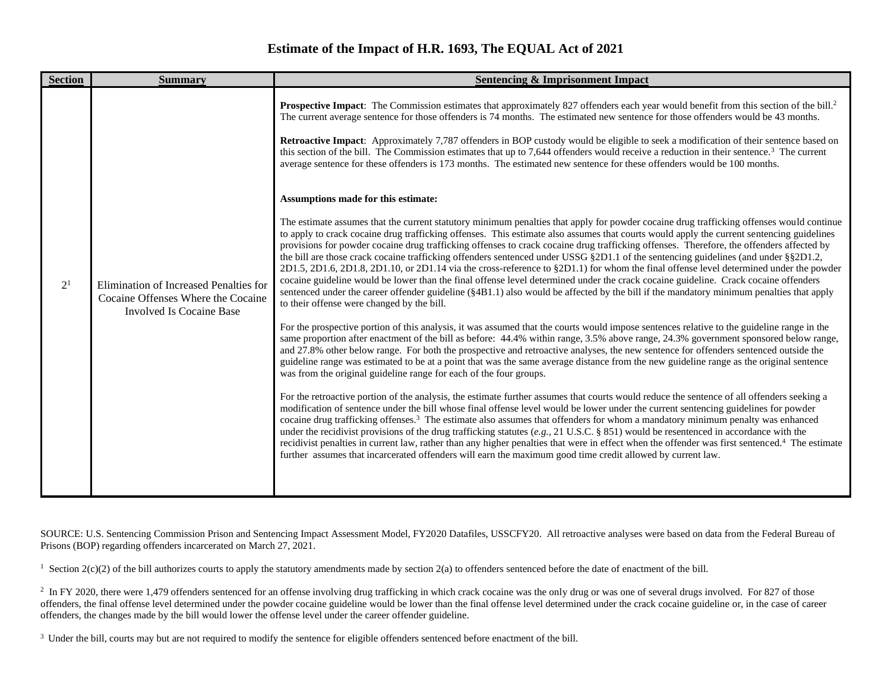# Estimate of the Impact of H.R. 1693, The EQUAL Act of 2021

| Section | Summary | Sentencing & Imprisonment Impact |
| --- | --- | --- |
| 2[1] | Elimination of Increased Penalties for Cocaine Offenses Where the Cocaine Involved Is Cocaine Base | **Prospective Impact**: The Commission estimates that approximately 827 offenders each year would benefit from this section of the bill.[2] The current average sentence for those offenders is 74 months. The estimated new sentence for those offenders would be 43 months.<br><br>**Retroactive Impact**: Approximately 7,787 offenders in BOP custody would be eligible to seek a modification of their sentence based on this section of the bill. The Commission estimates that up to 7,644 offenders would receive a reduction in their sentence.[3] The current average sentence for these offenders is 173 months. The estimated new sentence for these offenders would be 100 months.<br><br>**Assumptions made for this estimate:**<br><br>The estimate assumes that the current statutory minimum penalties that apply for powder cocaine drug trafficking offenses would continue to apply to crack cocaine drug trafficking offenses. This estimate also assumes that courts would apply the current sentencing guidelines provisions for powder cocaine drug trafficking offenses to crack cocaine drug trafficking offenses. Therefore, the offenders affected by the bill are those crack cocaine trafficking offenders sentenced under USSG §2D1.1 of the sentencing guidelines (and under §§2D1.2, 2D1.5, 2D1.6, 2D1.8, 2D1.10, or 2D1.14 via the cross-reference to §2D1.1) for whom the final offense level determined under the powder cocaine guideline would be lower than the final offense level determined under the crack cocaine guideline. Crack cocaine offenders sentenced under the career offender guideline (§4B1.1) also would be affected by the bill if the mandatory minimum penalties that apply to their offense were changed by the bill.<br><br>For the prospective portion of this analysis, it was assumed that the courts would impose sentences relative to the guideline range in the same proportion after enactment of the bill as before: 44.4% within range, 3.5% above range, 24.3% government sponsored below range, and 27.8% other below range. For both the prospective and retroactive analyses, the new sentence for offenders sentenced outside the guideline range was estimated to be at a point that was the same average distance from the new guideline range as the original sentence was from the original guideline range for each of the four groups.<br><br>For the retroactive portion of the analysis, the estimate further assumes that courts would reduce the sentence of all offenders seeking a modification of sentence under the bill whose final offense level would be lower under the current sentencing guidelines for powder cocaine drug trafficking offenses.[3] The estimate also assumes that offenders for whom a mandatory minimum penalty was enhanced under the recidivist provisions of the drug trafficking statutes (*e.g.*, 21 U.S.C. § 851) would be resentenced in accordance with the recidivist penalties in current law, rather than any higher penalties that were in effect when the offender was first sentenced.[4] The estimate further assumes that incarcerated offenders will earn the maximum good time credit allowed by current law. |

SOURCE: U.S. Sentencing Commission Prison and Sentencing Impact Assessment Model, FY2020 Datafiles, USSCFY20. All retroactive analyses were based on data from the Federal Bureau of Prisons (BOP) regarding offenders incarcerated on March 27, 2021.

[1] Section 2(c)(2) of the bill authorizes courts to apply the statutory amendments made by section 2(a) to offenders sentenced before the date of enactment of the bill.

[2] In FY 2020, there were 1,479 offenders sentenced for an offense involving drug trafficking in which crack cocaine was the only drug or was one of several drugs involved. For 827 of those offenders, the final offense level determined under the powder cocaine guideline would be lower than the final offense level determined under the crack cocaine guideline or, in the case of career offenders, the changes made by the bill would lower the offense level under the career offender guideline.

[3] Under the bill, courts may but are not required to modify the sentence for eligible offenders sentenced before enactment of the bill.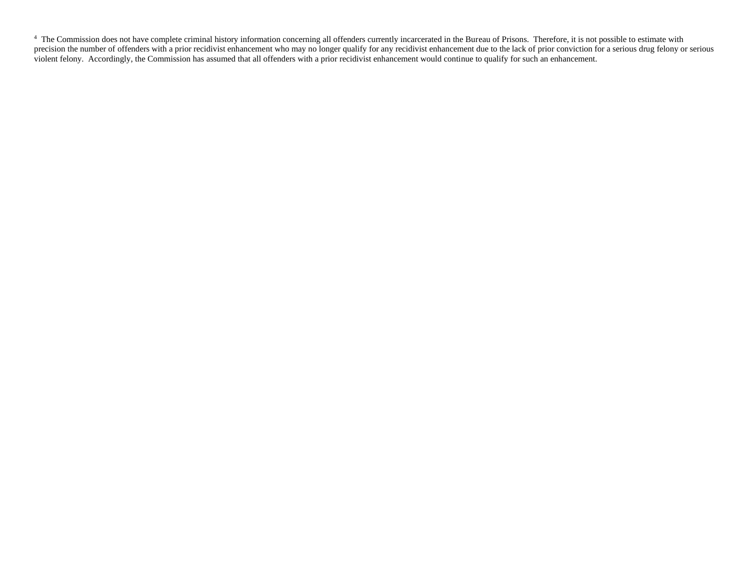[4] The Commission does not have complete criminal history information concerning all offenders currently incarcerated in the Bureau of Prisons. Therefore, it is not possible to estimate with precision the number of offenders with a prior recidivist enhancement who may no longer qualify for any recidivist enhancement due to the lack of prior conviction for a serious drug felony or serious violent felony. Accordingly, the Commission has assumed that all offenders with a prior recidivist enhancement would continue to qualify for such an enhancement.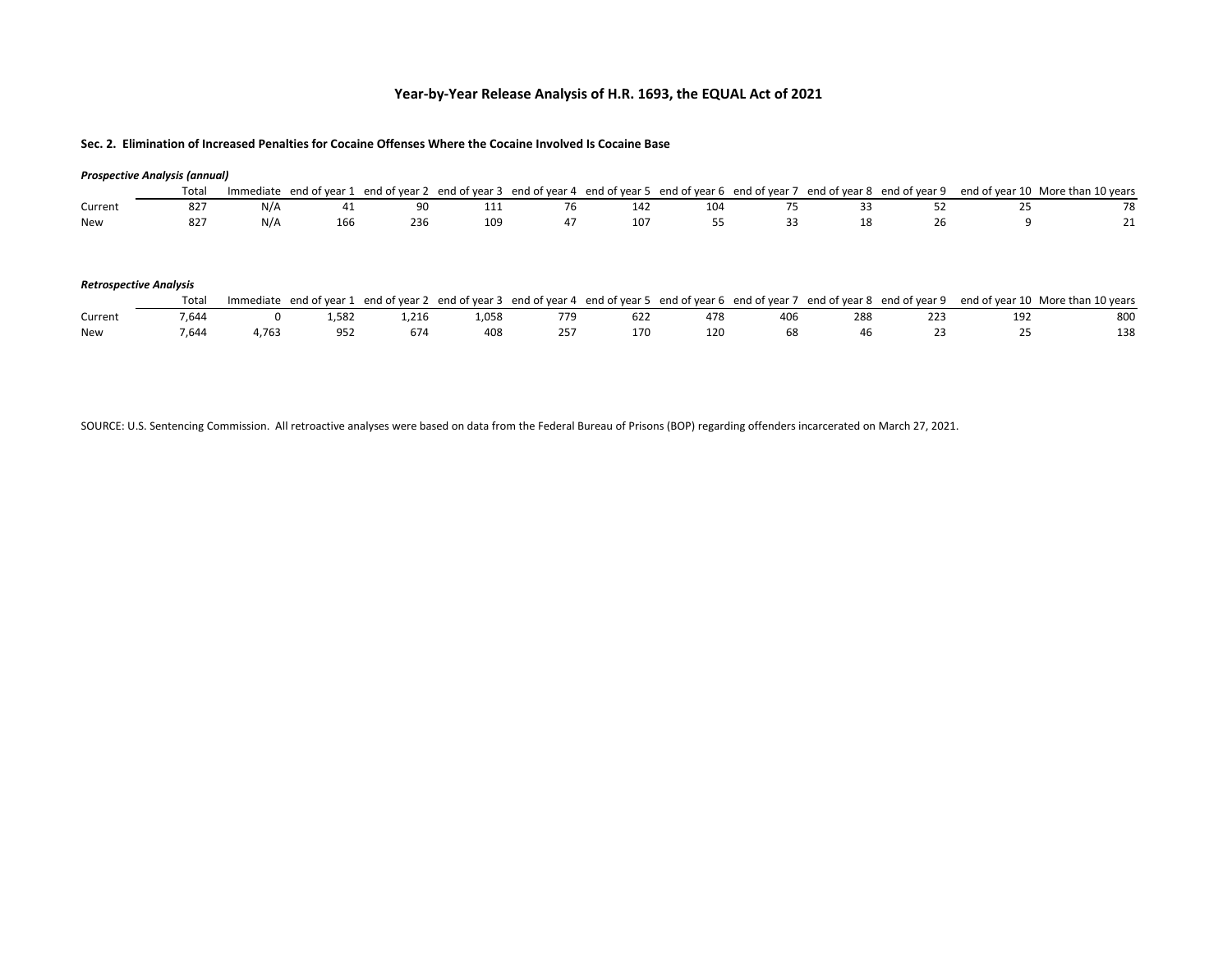## Year-by-Year Release Analysis of H.R. 1693, the EQUAL Act of 2021

### Sec. 2. Elimination of Increased Penalties for Cocaine Offenses Where the Cocaine Involved Is Cocaine Base

***Prospective Analysis (annual)***

| | Total | Immediate | end of year 1 | end of year 2 | end of year 3 | end of year 4 | end of year 5 | end of year 6 | end of year 7 | end of year 8 | end of year 9 | end of year 10 | More than 10 years |
|---|---|---|---|---|---|---|---|---|---|---|---|---|---|
| Current | 827 | N/A | 41 | 90 | 111 | 76 | 142 | 104 | 75 | 33 | 52 | 25 | 78 |
| New | 827 | N/A | 166 | 236 | 109 | 47 | 107 | 55 | 33 | 18 | 26 | 9 | 21 |

***Retrospective Analysis***

| | Total | Immediate | end of year 1 | end of year 2 | end of year 3 | end of year 4 | end of year 5 | end of year 6 | end of year 7 | end of year 8 | end of year 9 | end of year 10 | More than 10 years |
|---|---|---|---|---|---|---|---|---|---|---|---|---|---|
| Current | 7,644 | 0 | 1,582 | 1,216 | 1,058 | 779 | 622 | 478 | 406 | 288 | 223 | 192 | 800 |
| New | 7,644 | 4,763 | 952 | 674 | 408 | 257 | 170 | 120 | 68 | 46 | 23 | 25 | 138 |

SOURCE: U.S. Sentencing Commission. All retroactive analyses were based on data from the Federal Bureau of Prisons (BOP) regarding offenders incarcerated on March 27, 2021.